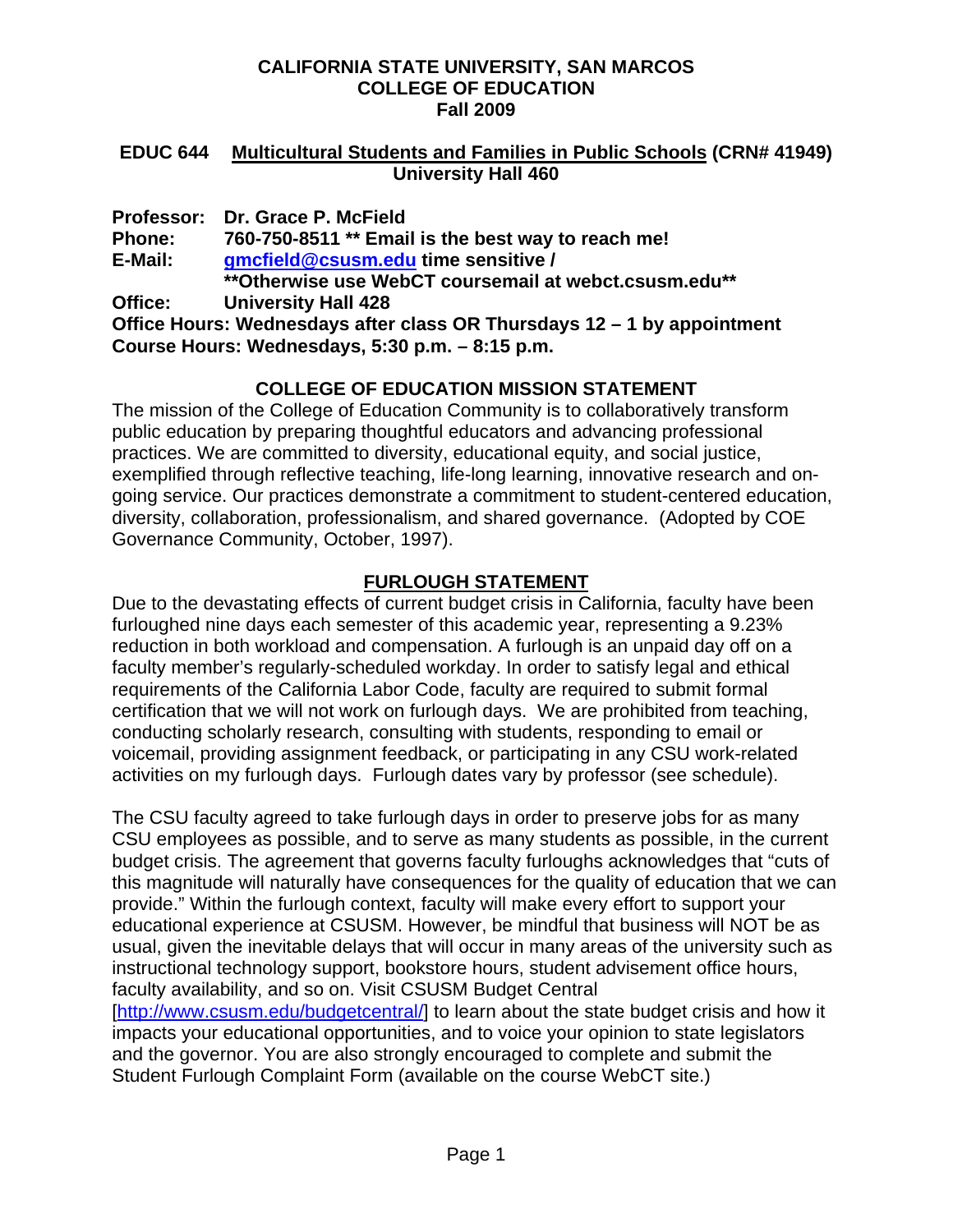**CALIFORNIA STATE UNIVERSITY, SAN MARCOS**
**COLLEGE OF EDUCATION**
**Fall 2009**

**EDUC 644 Multicultural Students and Families in Public Schools (CRN# 41949)**
**University Hall 460**

**Professor:** **Dr. Grace P. McField**
**Phone:** **760-750-8511 ** Email is the best way to reach me!**
**E-Mail:** **gmcfield@csusm.edu time sensitive /**
**\*\*Otherwise use WebCT coursemail at webct.csusm.edu\*\***
**Office:** **University Hall 428**
**Office Hours: Wednesdays after class OR Thursdays 12 – 1 by appointment**
**Course Hours: Wednesdays, 5:30 p.m. – 8:15 p.m.**

## COLLEGE OF EDUCATION MISSION STATEMENT

The mission of the College of Education Community is to collaboratively transform public education by preparing thoughtful educators and advancing professional practices. We are committed to diversity, educational equity, and social justice, exemplified through reflective teaching, life-long learning, innovative research and on-going service. Our practices demonstrate a commitment to student-centered education, diversity, collaboration, professionalism, and shared governance. (Adopted by COE Governance Community, October, 1997).

## FURLOUGH STATEMENT

Due to the devastating effects of current budget crisis in California, faculty have been furloughed nine days each semester of this academic year, representing a 9.23% reduction in both workload and compensation. A furlough is an unpaid day off on a faculty member's regularly-scheduled workday. In order to satisfy legal and ethical requirements of the California Labor Code, faculty are required to submit formal certification that we will not work on furlough days. We are prohibited from teaching, conducting scholarly research, consulting with students, responding to email or voicemail, providing assignment feedback, or participating in any CSU work-related activities on my furlough days. Furlough dates vary by professor (see schedule).

The CSU faculty agreed to take furlough days in order to preserve jobs for as many CSU employees as possible, and to serve as many students as possible, in the current budget crisis. The agreement that governs faculty furloughs acknowledges that "cuts of this magnitude will naturally have consequences for the quality of education that we can provide." Within the furlough context, faculty will make every effort to support your educational experience at CSUSM. However, be mindful that business will NOT be as usual, given the inevitable delays that will occur in many areas of the university such as instructional technology support, bookstore hours, student advisement office hours, faculty availability, and so on. Visit CSUSM Budget Central [http://www.csusm.edu/budgetcentral/] to learn about the state budget crisis and how it impacts your educational opportunities, and to voice your opinion to state legislators and the governor. You are also strongly encouraged to complete and submit the Student Furlough Complaint Form (available on the course WebCT site.)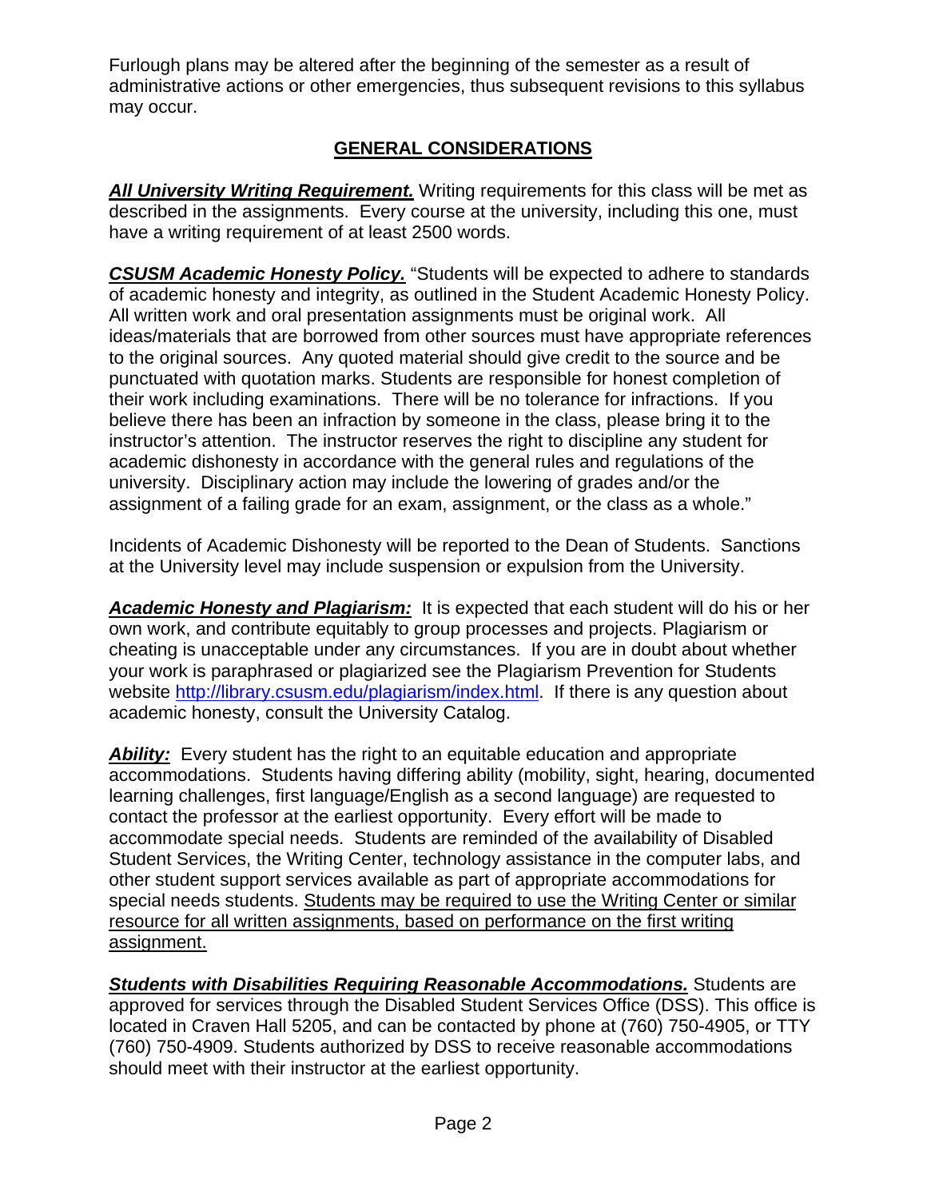Furlough plans may be altered after the beginning of the semester as a result of administrative actions or other emergencies, thus subsequent revisions to this syllabus may occur.

## GENERAL CONSIDERATIONS

***All University Writing Requirement.*** Writing requirements for this class will be met as described in the assignments. Every course at the university, including this one, must have a writing requirement of at least 2500 words.

***CSUSM Academic Honesty Policy.*** "Students will be expected to adhere to standards of academic honesty and integrity, as outlined in the Student Academic Honesty Policy. All written work and oral presentation assignments must be original work. All ideas/materials that are borrowed from other sources must have appropriate references to the original sources. Any quoted material should give credit to the source and be punctuated with quotation marks. Students are responsible for honest completion of their work including examinations. There will be no tolerance for infractions. If you believe there has been an infraction by someone in the class, please bring it to the instructor's attention. The instructor reserves the right to discipline any student for academic dishonesty in accordance with the general rules and regulations of the university. Disciplinary action may include the lowering of grades and/or the assignment of a failing grade for an exam, assignment, or the class as a whole."

Incidents of Academic Dishonesty will be reported to the Dean of Students. Sanctions at the University level may include suspension or expulsion from the University.

***Academic Honesty and Plagiarism:*** It is expected that each student will do his or her own work, and contribute equitably to group processes and projects. Plagiarism or cheating is unacceptable under any circumstances. If you are in doubt about whether your work is paraphrased or plagiarized see the Plagiarism Prevention for Students website [http://library.csusm.edu/plagiarism/index.html](http://library.csusm.edu/plagiarism/index.html). If there is any question about academic honesty, consult the University Catalog.

***Ability:*** Every student has the right to an equitable education and appropriate accommodations. Students having differing ability (mobility, sight, hearing, documented learning challenges, first language/English as a second language) are requested to contact the professor at the earliest opportunity. Every effort will be made to accommodate special needs. Students are reminded of the availability of Disabled Student Services, the Writing Center, technology assistance in the computer labs, and other student support services available as part of appropriate accommodations for special needs students. <u>Students may be required to use the Writing Center or similar resource for all written assignments, based on performance on the first writing assignment.</u>

***Students with Disabilities Requiring Reasonable Accommodations.*** Students are approved for services through the Disabled Student Services Office (DSS). This office is located in Craven Hall 5205, and can be contacted by phone at (760) 750-4905, or TTY (760) 750-4909. Students authorized by DSS to receive reasonable accommodations should meet with their instructor at the earliest opportunity.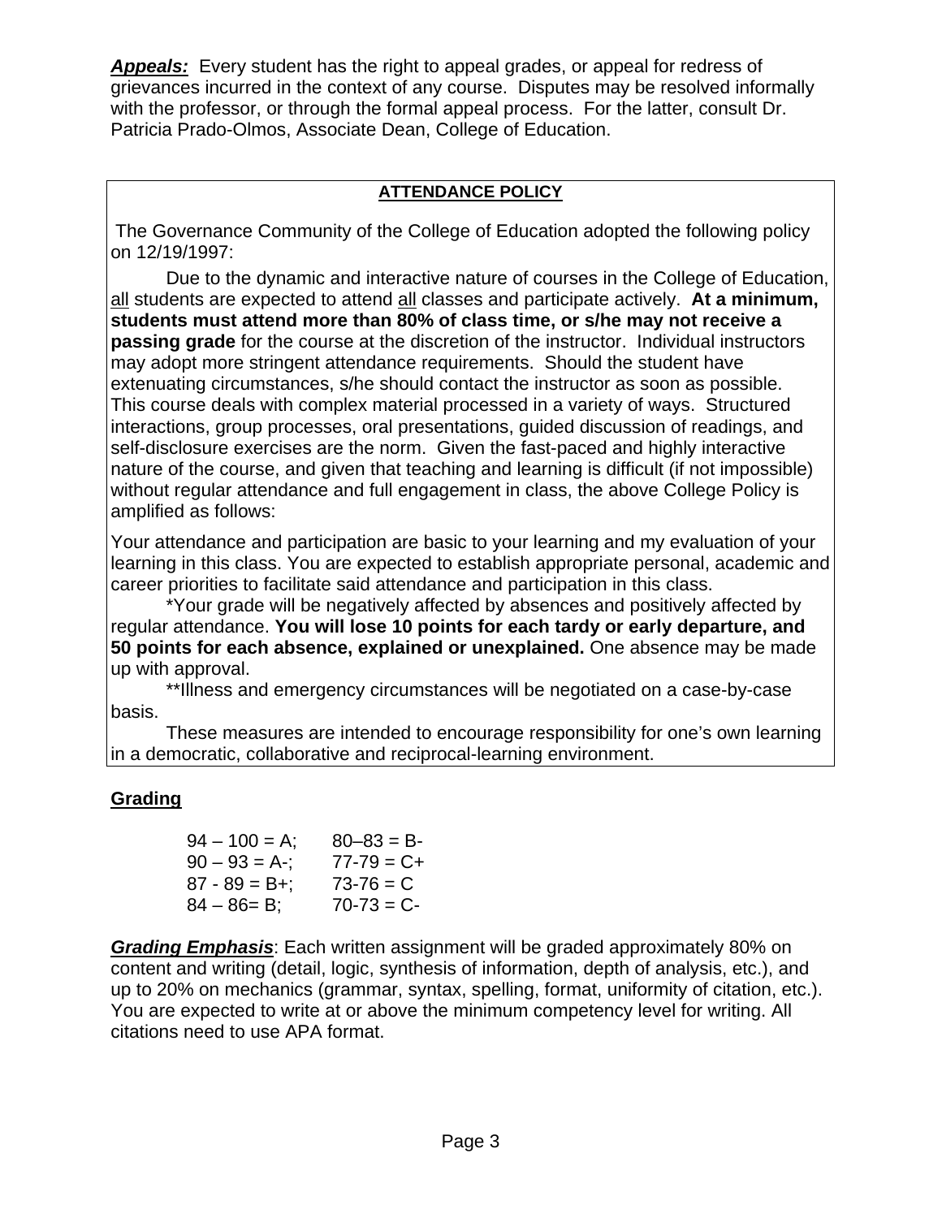***<u>Appeals:</u>*** Every student has the right to appeal grades, or appeal for redress of grievances incurred in the context of any course. Disputes may be resolved informally with the professor, or through the formal appeal process. For the latter, consult Dr. Patricia Prado-Olmos, Associate Dean, College of Education.

**<u>ATTENDANCE POLICY</u>**

The Governance Community of the College of Education adopted the following policy on 12/19/1997:

Due to the dynamic and interactive nature of courses in the College of Education, <u>all</u> students are expected to attend <u>all</u> classes and participate actively. **At a minimum, students must attend more than 80% of class time, or s/he may not receive a passing grade** for the course at the discretion of the instructor. Individual instructors may adopt more stringent attendance requirements. Should the student have extenuating circumstances, s/he should contact the instructor as soon as possible. This course deals with complex material processed in a variety of ways. Structured interactions, group processes, oral presentations, guided discussion of readings, and self-disclosure exercises are the norm. Given the fast-paced and highly interactive nature of the course, and given that teaching and learning is difficult (if not impossible) without regular attendance and full engagement in class, the above College Policy is amplified as follows:

Your attendance and participation are basic to your learning and my evaluation of your learning in this class. You are expected to establish appropriate personal, academic and career priorities to facilitate said attendance and participation in this class.

*Your grade will be negatively affected by absences and positively affected by regular attendance. **You will lose 10 points for each tardy or early departure, and 50 points for each absence, explained or unexplained.** One absence may be made up with approval.

**Illness and emergency circumstances will be negotiated on a case-by-case basis.

These measures are intended to encourage responsibility for one's own learning in a democratic, collaborative and reciprocal-learning environment.

**<u>Grading</u>**

| | |
|---|---|
| 94 – 100 = A; | 80–83 = B- |
| 90 – 93 = A-; | 77-79 = C+ |
| 87 - 89 = B+; | 73-76 = C |
| 84 – 86= B; | 70-73 = C- |

***<u>Grading Emphasis</u>***: Each written assignment will be graded approximately 80% on content and writing (detail, logic, synthesis of information, depth of analysis, etc.), and up to 20% on mechanics (grammar, syntax, spelling, format, uniformity of citation, etc.). You are expected to write at or above the minimum competency level for writing. All citations need to use APA format.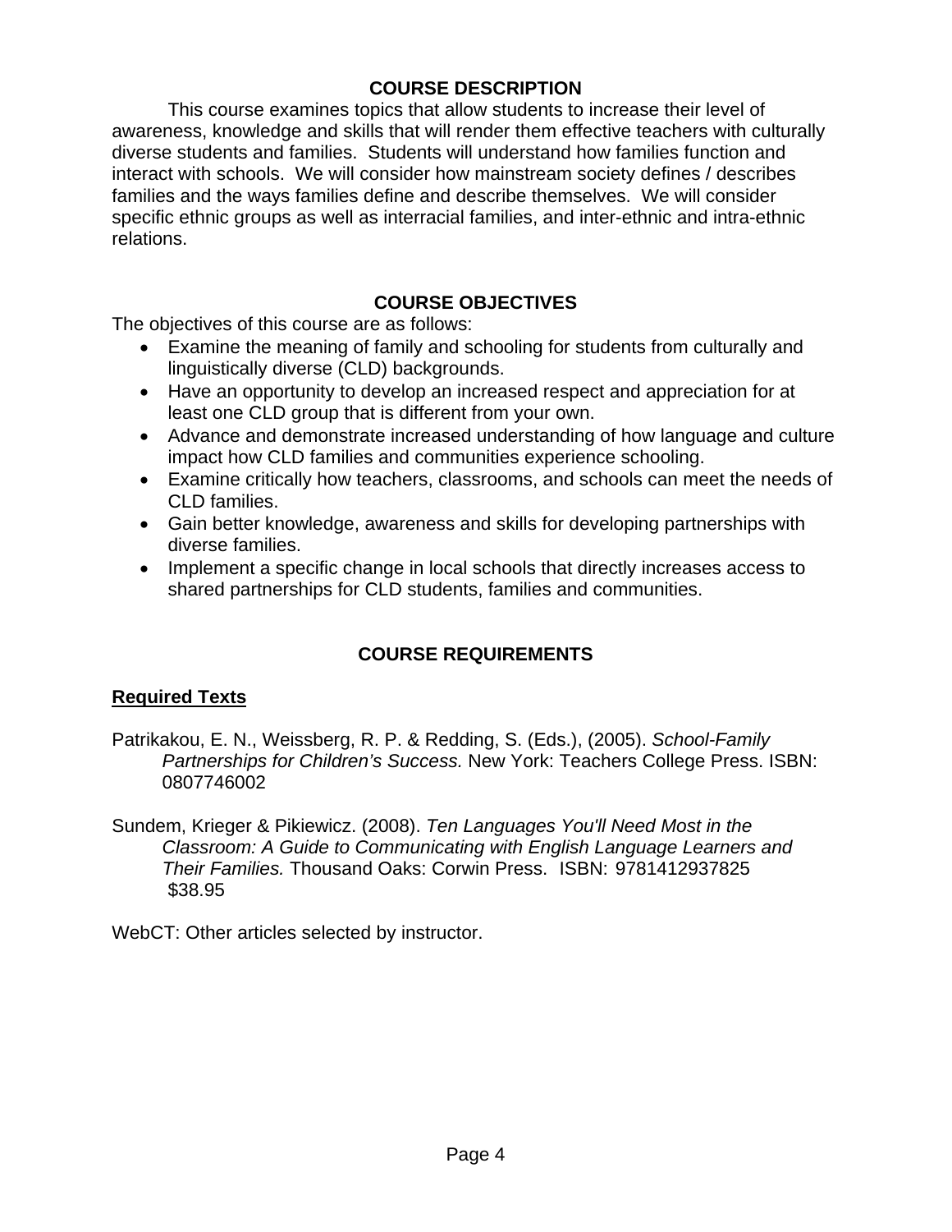## COURSE DESCRIPTION

This course examines topics that allow students to increase their level of awareness, knowledge and skills that will render them effective teachers with culturally diverse students and families. Students will understand how families function and interact with schools. We will consider how mainstream society defines / describes families and the ways families define and describe themselves. We will consider specific ethnic groups as well as interracial families, and inter-ethnic and intra-ethnic relations.

## COURSE OBJECTIVES

The objectives of this course are as follows:

- Examine the meaning of family and schooling for students from culturally and linguistically diverse (CLD) backgrounds.
- Have an opportunity to develop an increased respect and appreciation for at least one CLD group that is different from your own.
- Advance and demonstrate increased understanding of how language and culture impact how CLD families and communities experience schooling.
- Examine critically how teachers, classrooms, and schools can meet the needs of CLD families.
- Gain better knowledge, awareness and skills for developing partnerships with diverse families.
- Implement a specific change in local schools that directly increases access to shared partnerships for CLD students, families and communities.

## COURSE REQUIREMENTS

### Required Texts

Patrikakou, E. N., Weissberg, R. P. & Redding, S. (Eds.), (2005). *School-Family Partnerships for Children's Success.* New York: Teachers College Press. ISBN: 0807746002

Sundem, Krieger & Pikiewicz. (2008). *Ten Languages You'll Need Most in the Classroom: A Guide to Communicating with English Language Learners and Their Families.* Thousand Oaks: Corwin Press. ISBN: 9781412937825 $38.95

WebCT: Other articles selected by instructor.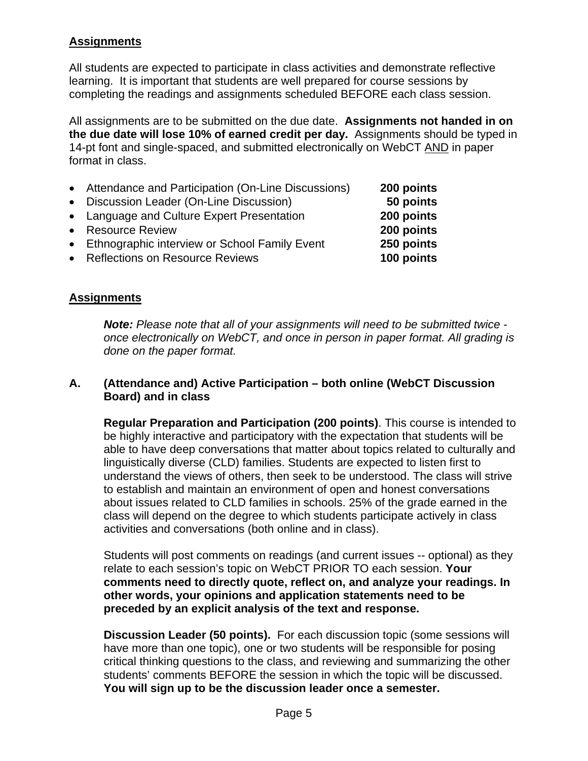## Assignments

All students are expected to participate in class activities and demonstrate reflective learning. It is important that students are well prepared for course sessions by completing the readings and assignments scheduled BEFORE each class session.

All assignments are to be submitted on the due date. **Assignments not handed in on the due date will lose 10% of earned credit per day.** Assignments should be typed in 14-pt font and single-spaced, and submitted electronically on WebCT <u>AND</u> in paper format in class.

- Attendance and Participation (On-Line Discussions) **200 points**
- Discussion Leader (On-Line Discussion) **50 points**
- Language and Culture Expert Presentation **200 points**
- Resource Review **200 points**
- Ethnographic interview or School Family Event **250 points**
- Reflections on Resource Reviews **100 points**

## Assignments

***Note:*** *Please note that all of your assignments will need to be submitted twice - once electronically on WebCT, and once in person in paper format. All grading is done on the paper format.*

### A. (Attendance and) Active Participation – both online (WebCT Discussion Board) and in class

**Regular Preparation and Participation (200 points)**. This course is intended to be highly interactive and participatory with the expectation that students will be able to have deep conversations that matter about topics related to culturally and linguistically diverse (CLD) families. Students are expected to listen first to understand the views of others, then seek to be understood. The class will strive to establish and maintain an environment of open and honest conversations about issues related to CLD families in schools. 25% of the grade earned in the class will depend on the degree to which students participate actively in class activities and conversations (both online and in class).

Students will post comments on readings (and current issues -- optional) as they relate to each session's topic on WebCT PRIOR TO each session. **Your comments need to directly quote, reflect on, and analyze your readings. In other words, your opinions and application statements need to be preceded by an explicit analysis of the text and response.**

**Discussion Leader (50 points).** For each discussion topic (some sessions will have more than one topic), one or two students will be responsible for posing critical thinking questions to the class, and reviewing and summarizing the other students' comments BEFORE the session in which the topic will be discussed. **You will sign up to be the discussion leader once a semester.**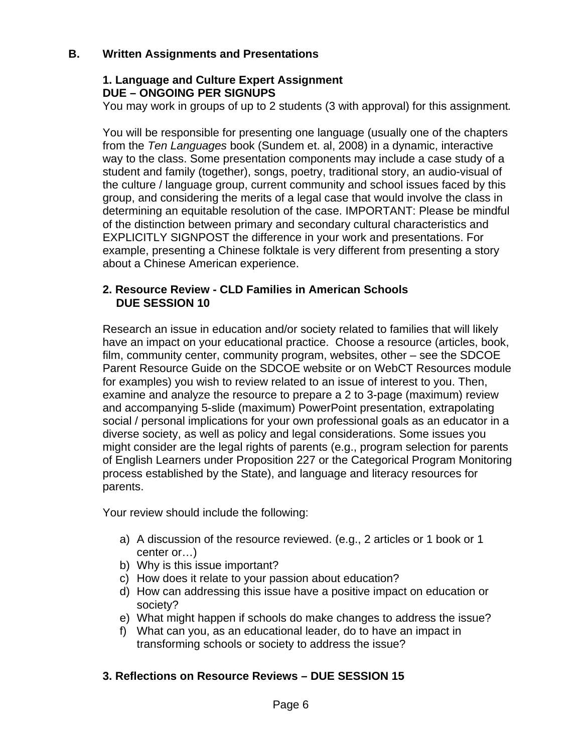## B. Written Assignments and Presentations

### 1. Language and Culture Expert Assignment
**DUE – ONGOING PER SIGNUPS**

You may work in groups of up to 2 students (3 with approval) for this assignment.

You will be responsible for presenting one language (usually one of the chapters from the *Ten Languages* book (Sundem et. al, 2008) in a dynamic, interactive way to the class. Some presentation components may include a case study of a student and family (together), songs, poetry, traditional story, an audio-visual of the culture / language group, current community and school issues faced by this group, and considering the merits of a legal case that would involve the class in determining an equitable resolution of the case. IMPORTANT: Please be mindful of the distinction between primary and secondary cultural characteristics and EXPLICITLY SIGNPOST the difference in your work and presentations. For example, presenting a Chinese folktale is very different from presenting a story about a Chinese American experience.

### 2. Resource Review - CLD Families in American Schools
**DUE SESSION 10**

Research an issue in education and/or society related to families that will likely have an impact on your educational practice. Choose a resource (articles, book, film, community center, community program, websites, other – see the SDCOE Parent Resource Guide on the SDCOE website or on WebCT Resources module for examples) you wish to review related to an issue of interest to you. Then, examine and analyze the resource to prepare a 2 to 3-page (maximum) review and accompanying 5-slide (maximum) PowerPoint presentation, extrapolating social / personal implications for your own professional goals as an educator in a diverse society, as well as policy and legal considerations. Some issues you might consider are the legal rights of parents (e.g., program selection for parents of English Learners under Proposition 227 or the Categorical Program Monitoring process established by the State), and language and literacy resources for parents.

Your review should include the following:

a) A discussion of the resource reviewed. (e.g., 2 articles or 1 book or 1 center or…)
b) Why is this issue important?
c) How does it relate to your passion about education?
d) How can addressing this issue have a positive impact on education or society?
e) What might happen if schools do make changes to address the issue?
f) What can you, as an educational leader, do to have an impact in transforming schools or society to address the issue?

### 3. Reflections on Resource Reviews – DUE SESSION 15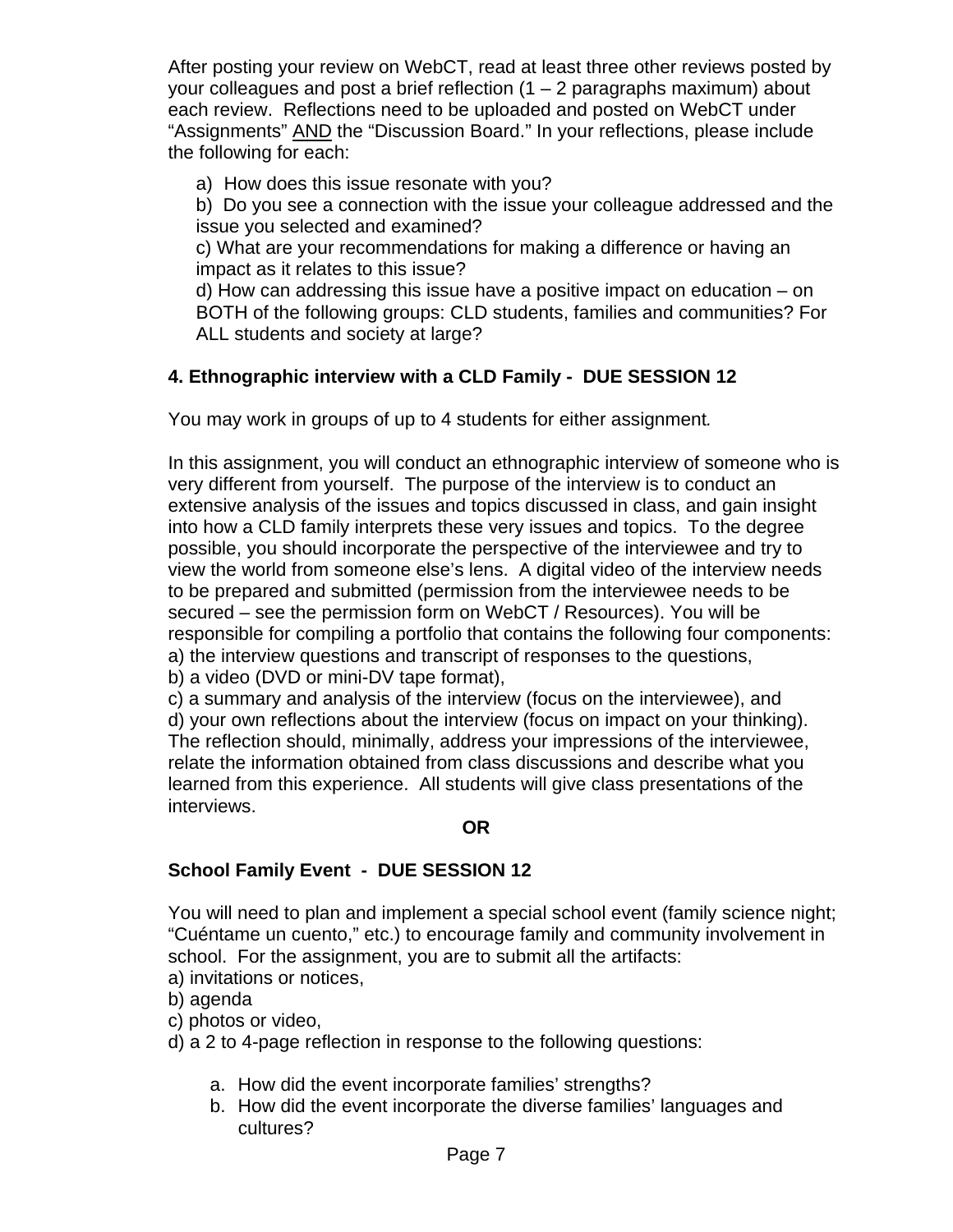After posting your review on WebCT, read at least three other reviews posted by your colleagues and post a brief reflection (1 – 2 paragraphs maximum) about each review. Reflections need to be uploaded and posted on WebCT under "Assignments" <u>AND</u> the "Discussion Board." In your reflections, please include the following for each:

a) How does this issue resonate with you?
b) Do you see a connection with the issue your colleague addressed and the issue you selected and examined?
c) What are your recommendations for making a difference or having an impact as it relates to this issue?
d) How can addressing this issue have a positive impact on education – on BOTH of the following groups: CLD students, families and communities? For ALL students and society at large?

**4. Ethnographic interview with a CLD Family - DUE SESSION 12**

You may work in groups of up to 4 students for either assignment.

In this assignment, you will conduct an ethnographic interview of someone who is very different from yourself. The purpose of the interview is to conduct an extensive analysis of the issues and topics discussed in class, and gain insight into how a CLD family interprets these very issues and topics. To the degree possible, you should incorporate the perspective of the interviewee and try to view the world from someone else's lens. A digital video of the interview needs to be prepared and submitted (permission from the interviewee needs to be secured – see the permission form on WebCT / Resources). You will be responsible for compiling a portfolio that contains the following four components:
a) the interview questions and transcript of responses to the questions,
b) a video (DVD or mini-DV tape format),
c) a summary and analysis of the interview (focus on the interviewee), and
d) your own reflections about the interview (focus on impact on your thinking).
The reflection should, minimally, address your impressions of the interviewee, relate the information obtained from class discussions and describe what you learned from this experience. All students will give class presentations of the interviews.

**OR**

**School Family Event - DUE SESSION 12**

You will need to plan and implement a special school event (family science night; "Cuéntame un cuento," etc.) to encourage family and community involvement in school. For the assignment, you are to submit all the artifacts:
a) invitations or notices,
b) agenda
c) photos or video,
d) a 2 to 4-page reflection in response to the following questions:

a. How did the event incorporate families' strengths?
b. How did the event incorporate the diverse families' languages and cultures?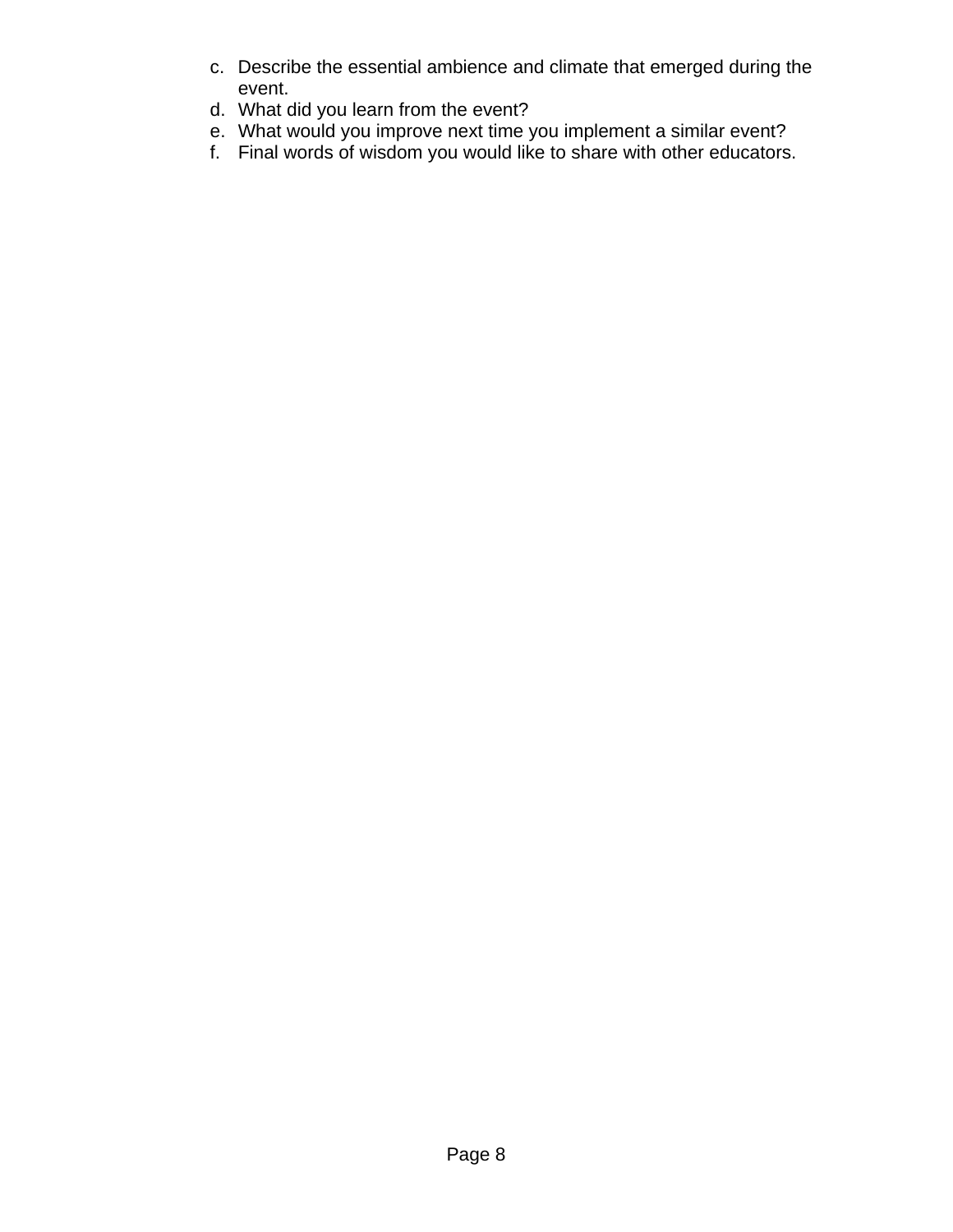c. Describe the essential ambience and climate that emerged during the event.
d. What did you learn from the event?
e. What would you improve next time you implement a similar event?
f. Final words of wisdom you would like to share with other educators.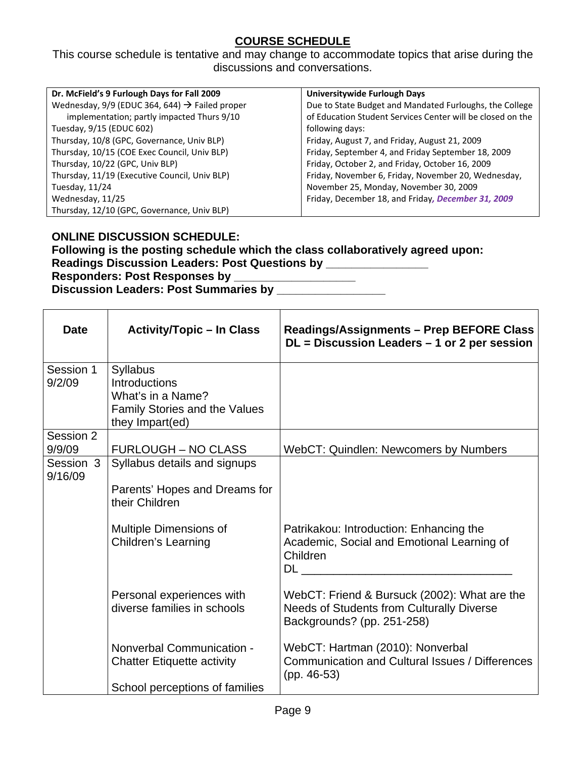## COURSE SCHEDULE

This course schedule is tentative and may change to accommodate topics that arise during the discussions and conversations.

| Dr. McField's 9 Furlough Days for Fall 2009 | Universitywide Furlough Days |
|---|---|
| Wednesday, 9/9 (EDUC 364, 644) → Failed proper implementation; partly impacted Thurs 9/10<br>Tuesday, 9/15 (EDUC 602)<br>Thursday, 10/8 (GPC, Governance, Univ BLP)<br>Thursday, 10/15 (COE Exec Council, Univ BLP)<br>Thursday, 10/22 (GPC, Univ BLP)<br>Thursday, 11/19 (Executive Council, Univ BLP)<br>Tuesday, 11/24<br>Wednesday, 11/25<br>Thursday, 12/10 (GPC, Governance, Univ BLP) | Due to State Budget and Mandated Furloughs, the College of Education Student Services Center will be closed on the following days:<br>Friday, August 7, and Friday, August 21, 2009<br>Friday, September 4, and Friday September 18, 2009<br>Friday, October 2, and Friday, October 16, 2009<br>Friday, November 6, Friday, November 20, Wednesday, November 25, Monday, November 30, 2009<br>Friday, December 18, and Friday, ***December 31, 2009*** |

**ONLINE DISCUSSION SCHEDULE:**
**Following is the posting schedule which the class collaboratively agreed upon:**
**Readings Discussion Leaders: Post Questions by _______________**
**Responders: Post Responses by __________________**
**Discussion Leaders: Post Summaries by ________________**

| Date | Activity/Topic – In Class | Readings/Assignments – Prep BEFORE Class<br>DL = Discussion Leaders – 1 or 2 per session |
|---|---|---|
| Session 1<br>9/2/09 | Syllabus<br>Introductions<br>What's in a Name?<br>Family Stories and the Values they Impart(ed) | |
| Session 2<br>9/9/09 | FURLOUGH – NO CLASS | WebCT: Quindlen: Newcomers by Numbers |
| Session 3<br>9/16/09 | Syllabus details and signups<br><br>Parents' Hopes and Dreams for their Children<br><br>Multiple Dimensions of Children's Learning<br><br>Personal experiences with diverse families in schools<br><br>Nonverbal Communication - Chatter Etiquette activity<br><br>School perceptions of families | <br><br><br><br>Patrikakou: Introduction: Enhancing the Academic, Social and Emotional Learning of Children<br>DL ________________________________<br><br>WebCT: Friend & Bursuck (2002): What are the Needs of Students from Culturally Diverse Backgrounds? (pp. 251-258)<br><br>WebCT: Hartman (2010): Nonverbal Communication and Cultural Issues / Differences (pp. 46-53) |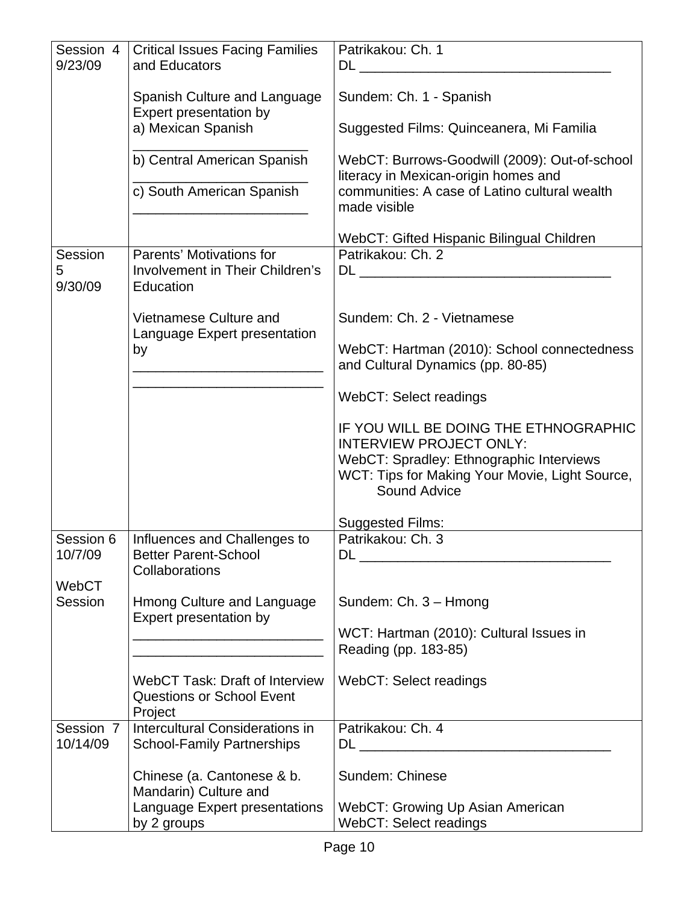| Session 4 9/23/09 | Critical Issues Facing Families and Educators<br><br>Spanish Culture and Language Expert presentation by<br>a) Mexican Spanish<br>________________________<br>b) Central American Spanish<br>________________________<br>c) South American Spanish<br>________________________ | Patrikakou: Ch. 1<br>DL __________________________________<br><br>Sundem: Ch. 1 - Spanish<br><br>Suggested Films: Quinceanera, Mi Familia<br><br>WebCT: Burrows-Goodwill (2009): Out-of-school literacy in Mexican-origin homes and communities: A case of Latino cultural wealth made visible<br><br>WebCT: Gifted Hispanic Bilingual Children |
|---|---|---|
| Session 5 9/30/09 | Parents' Motivations for Involvement in Their Children's Education<br><br>Vietnamese Culture and Language Expert presentation by<br>__________________________<br>__________________________ | Patrikakou: Ch. 2<br>DL __________________________________<br><br>Sundem: Ch. 2 - Vietnamese<br><br>WebCT: Hartman (2010): School connectedness and Cultural Dynamics (pp. 80-85)<br><br>WebCT: Select readings<br><br>IF YOU WILL BE DOING THE ETHNOGRAPHIC INTERVIEW PROJECT ONLY:<br>WebCT: Spradley: Ethnographic Interviews<br>WCT: Tips for Making Your Movie, Light Source, Sound Advice<br><br>Suggested Films: |
| Session 6 10/7/09<br><br>WebCT Session | Influences and Challenges to Better Parent-School Collaborations<br><br>Hmong Culture and Language Expert presentation by<br>__________________________<br>__________________________<br><br>WebCT Task: Draft of Interview Questions or School Event Project | Patrikakou: Ch. 3<br>DL __________________________________<br><br>Sundem: Ch. 3 – Hmong<br><br>WCT: Hartman (2010): Cultural Issues in Reading (pp. 183-85)<br><br>WebCT: Select readings |
| Session 7 10/14/09 | Intercultural Considerations in School-Family Partnerships<br><br>Chinese (a. Cantonese & b. Mandarin) Culture and Language Expert presentations by 2 groups | Patrikakou: Ch. 4<br>DL __________________________________<br><br>Sundem: Chinese<br><br>WebCT: Growing Up Asian American<br>WebCT: Select readings |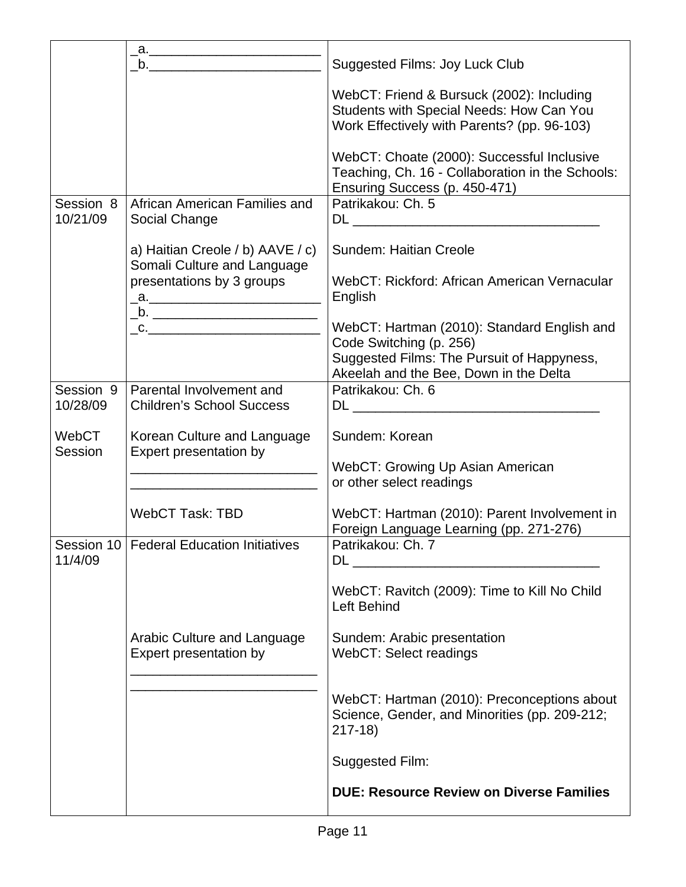| | | |
|---|---|---|
| | _a.______________________<br>_b.______________________ | Suggested Films: Joy Luck Club<br><br>WebCT: Friend & Bursuck (2002): Including Students with Special Needs: How Can You Work Effectively with Parents? (pp. 96-103)<br><br>WebCT: Choate (2000): Successful Inclusive Teaching, Ch. 16 - Collaboration in the Schools: Ensuring Success (p. 450-471) |
| Session 8<br>10/21/09 | African American Families and Social Change<br><br>a) Haitian Creole / b) AAVE / c) Somali Culture and Language presentations by 3 groups<br>_a.______________________<br>_b. _____________________<br>_c.______________________ | Patrikakou: Ch. 5<br>DL ________________________________<br><br>Sundem: Haitian Creole<br><br>WebCT: Rickford: African American Vernacular English<br><br>WebCT: Hartman (2010): Standard English and Code Switching (p. 256)<br>Suggested Films: The Pursuit of Happyness, Akeelah and the Bee, Down in the Delta |
| Session 9<br>10/28/09<br><br>WebCT Session | Parental Involvement and Children's School Success<br><br>Korean Culture and Language Expert presentation by<br>________________________<br>________________________<br><br>WebCT Task: TBD | Patrikakou: Ch. 6<br>DL ________________________________<br><br>Sundem: Korean<br><br>WebCT: Growing Up Asian American or other select readings<br><br>WebCT: Hartman (2010): Parent Involvement in Foreign Language Learning (pp. 271-276) |
| Session 10<br>11/4/09 | Federal Education Initiatives<br><br>Arabic Culture and Language Expert presentation by<br>________________________<br>________________________ | Patrikakou: Ch. 7<br>DL ________________________________<br><br>WebCT: Ravitch (2009): Time to Kill No Child Left Behind<br><br>Sundem: Arabic presentation<br>WebCT: Select readings<br><br>WebCT: Hartman (2010): Preconceptions about Science, Gender, and Minorities (pp. 209-212; 217-18)<br><br>Suggested Film:<br><br>**DUE: Resource Review on Diverse Families** |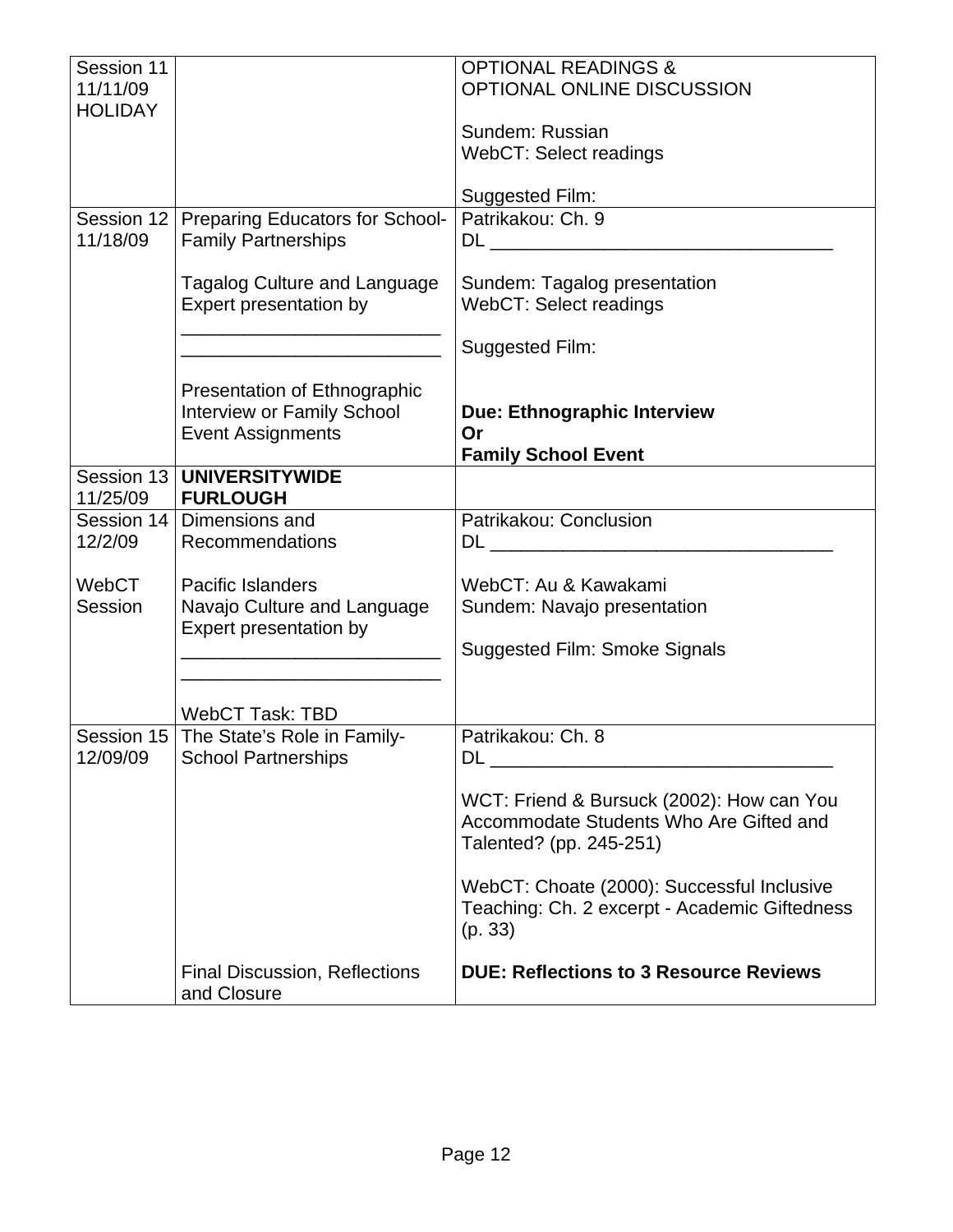| | | |
|---|---|---|
| Session 11<br>11/11/09<br>HOLIDAY | | OPTIONAL READINGS &<br>OPTIONAL ONLINE DISCUSSION<br><br>Sundem: Russian<br>WebCT: Select readings<br><br>Suggested Film: |
| Session 12<br>11/18/09 | Preparing Educators for School-Family Partnerships<br><br>Tagalog Culture and Language Expert presentation by<br>_________________________<br>_________________________<br><br>Presentation of Ethnographic Interview or Family School Event Assignments | Patrikakou: Ch. 9<br>DL __________________________________<br><br>Sundem: Tagalog presentation<br>WebCT: Select readings<br><br>Suggested Film:<br><br>**Due: Ethnographic Interview**<br>**Or**<br>**Family School Event** |
| Session 13<br>11/25/09 | **UNIVERSITYWIDE FURLOUGH** | |
| Session 14<br>12/2/09<br><br>WebCT Session | Dimensions and Recommendations<br><br>Pacific Islanders<br>Navajo Culture and Language Expert presentation by<br>_________________________<br>_________________________<br><br>WebCT Task: TBD | Patrikakou: Conclusion<br>DL __________________________________<br><br>WebCT: Au & Kawakami<br>Sundem: Navajo presentation<br><br>Suggested Film: Smoke Signals |
| Session 15<br>12/09/09 | The State's Role in Family-School Partnerships<br><br><br><br><br><br><br><br><br>Final Discussion, Reflections and Closure | Patrikakou: Ch. 8<br>DL __________________________________<br><br>WCT: Friend & Bursuck (2002): How can You Accommodate Students Who Are Gifted and Talented? (pp. 245-251)<br><br>WebCT: Choate (2000): Successful Inclusive Teaching: Ch. 2 excerpt - Academic Giftedness (p. 33)<br><br>**DUE: Reflections to 3 Resource Reviews** |